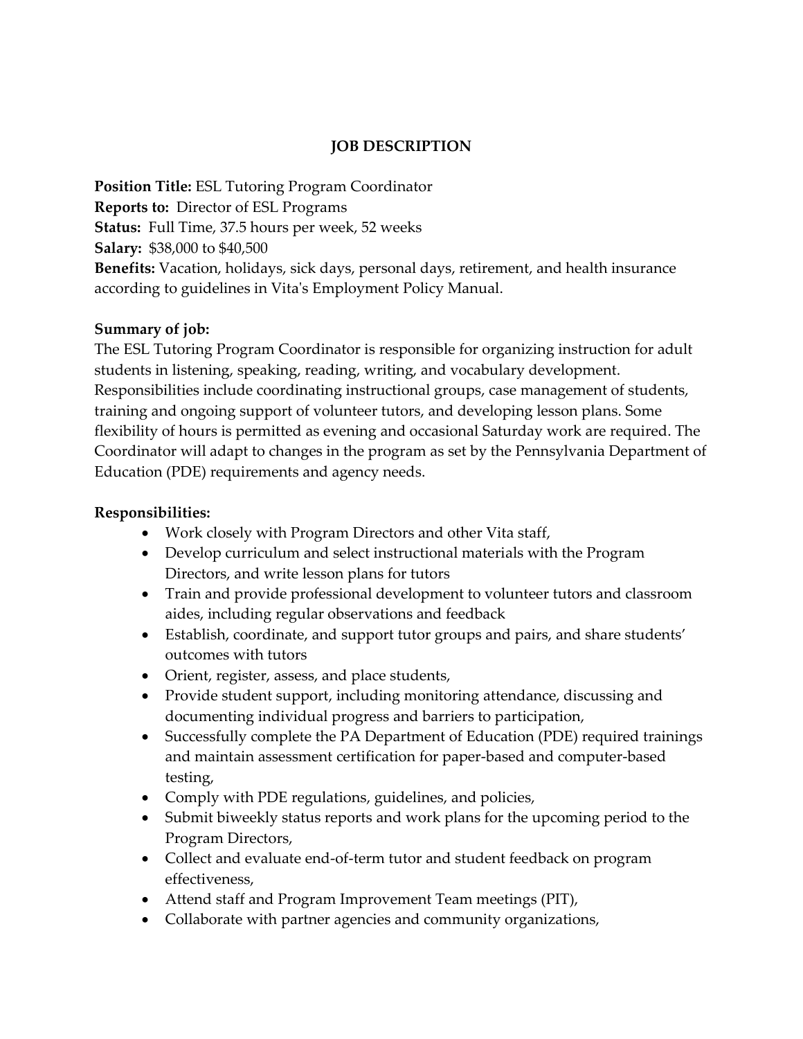# JOB DESCRIPTION

**Position Title:** ESL Tutoring Program Coordinator
**Reports to:** Director of ESL Programs
**Status:** Full Time, 37.5 hours per week, 52 weeks
**Salary:** $38,000 to $40,500
**Benefits:** Vacation, holidays, sick days, personal days, retirement, and health insurance according to guidelines in Vita's Employment Policy Manual.

**Summary of job:**
The ESL Tutoring Program Coordinator is responsible for organizing instruction for adult students in listening, speaking, reading, writing, and vocabulary development. Responsibilities include coordinating instructional groups, case management of students, training and ongoing support of volunteer tutors, and developing lesson plans. Some flexibility of hours is permitted as evening and occasional Saturday work are required. The Coordinator will adapt to changes in the program as set by the Pennsylvania Department of Education (PDE) requirements and agency needs.

**Responsibilities:**

- Work closely with Program Directors and other Vita staff,
- Develop curriculum and select instructional materials with the Program Directors, and write lesson plans for tutors
- Train and provide professional development to volunteer tutors and classroom aides, including regular observations and feedback
- Establish, coordinate, and support tutor groups and pairs, and share students' outcomes with tutors
- Orient, register, assess, and place students,
- Provide student support, including monitoring attendance, discussing and documenting individual progress and barriers to participation,
- Successfully complete the PA Department of Education (PDE) required trainings and maintain assessment certification for paper-based and computer-based testing,
- Comply with PDE regulations, guidelines, and policies,
- Submit biweekly status reports and work plans for the upcoming period to the Program Directors,
- Collect and evaluate end-of-term tutor and student feedback on program effectiveness,
- Attend staff and Program Improvement Team meetings (PIT),
- Collaborate with partner agencies and community organizations,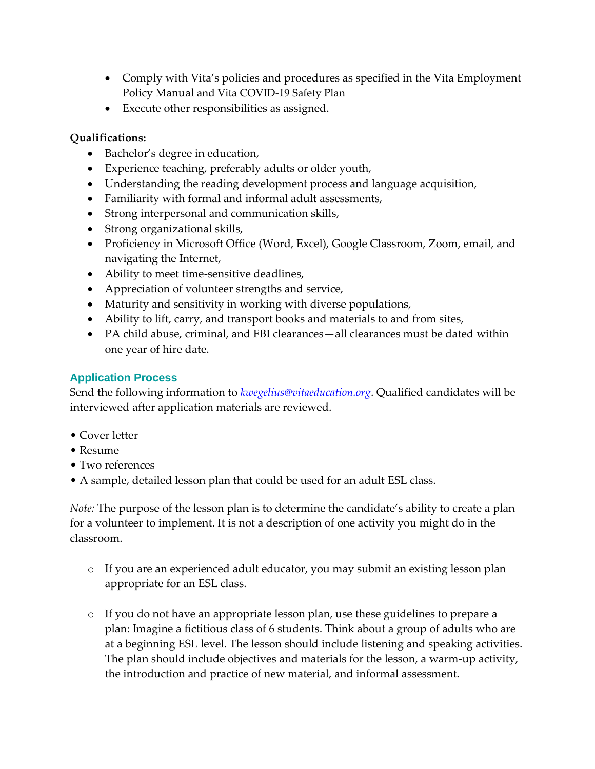- Comply with Vita's policies and procedures as specified in the Vita Employment Policy Manual and Vita COVID-19 Safety Plan
- Execute other responsibilities as assigned.

**Qualifications:**

- Bachelor's degree in education,
- Experience teaching, preferably adults or older youth,
- Understanding the reading development process and language acquisition,
- Familiarity with formal and informal adult assessments,
- Strong interpersonal and communication skills,
- Strong organizational skills,
- Proficiency in Microsoft Office (Word, Excel), Google Classroom, Zoom, email, and navigating the Internet,
- Ability to meet time-sensitive deadlines,
- Appreciation of volunteer strengths and service,
- Maturity and sensitivity in working with diverse populations,
- Ability to lift, carry, and transport books and materials to and from sites,
- PA child abuse, criminal, and FBI clearances—all clearances must be dated within one year of hire date.

## Application Process

Send the following information to *kwegelius@vitaeducation.org*. Qualified candidates will be interviewed after application materials are reviewed.

- Cover letter
- Resume
- Two references
- A sample, detailed lesson plan that could be used for an adult ESL class.

*Note:* The purpose of the lesson plan is to determine the candidate's ability to create a plan for a volunteer to implement. It is not a description of one activity you might do in the classroom.

- If you are an experienced adult educator, you may submit an existing lesson plan appropriate for an ESL class.

- If you do not have an appropriate lesson plan, use these guidelines to prepare a plan: Imagine a fictitious class of 6 students. Think about a group of adults who are at a beginning ESL level. The lesson should include listening and speaking activities. The plan should include objectives and materials for the lesson, a warm-up activity, the introduction and practice of new material, and informal assessment.